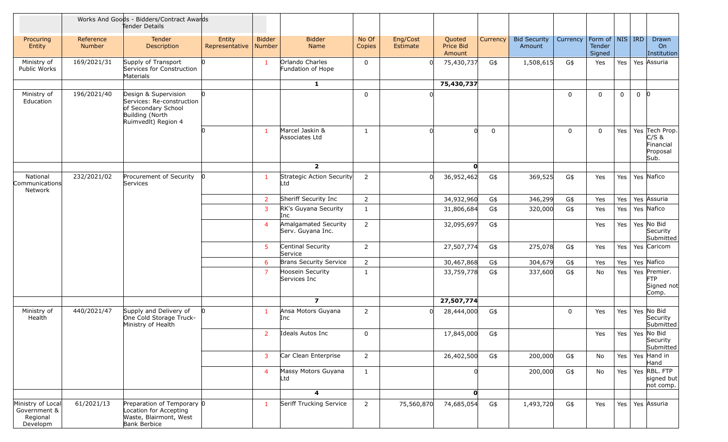Works And Goods - Bidders/Contract Awards Tender Details

| Procuring Entity | Reference Number | Tender Description | Entity Representative | Bidder Number | Bidder Name | No Of Copies | Eng/Cost Estimate | Quoted Price Bid Amount | Currency | Bid Security Amount | Currency | Form of Tender Signed | NIS | IRD | Drawn On Institution |
|---|---|---|---|---|---|---|---|---|---|---|---|---|---|---|---|
| Ministry of Public Works | 169/2021/31 | Supply of Transport Services for Construction Materials | 0 | 1 | Orlando Charles Fundation of Hope | 0 | 0 | 75,430,737 | G$ | 1,508,615 | G$ | Yes | Yes | Yes | Assuria |
| | | | | | 1 | | | 75,430,737 | | | | | | | |
| Ministry of Education | 196/2021/40 | Design & Supervision Services: Re-construction of Secondary School Building (North Ruimvedlt) Region 4 | 0 | | | 0 | 0 | | | | 0 | 0 | 0 | 0 | 0 |
| | | | 0 | 1 | Marcel Jaskin & Associates Ltd | 1 | 0 | 0 | 0 | | 0 | 0 | Yes | Yes | Tech Prop. C/S & Financial Proposal Sub. |
| | | | | | 2 | | | 0 | | | | | | | |
| National Communications Network | 232/2021/02 | Procurement of Security Services | 0 | 1 | Strategic Action Security Ltd | 2 | 0 | 36,952,462 | G$ | 369,525 | G$ | Yes | Yes | Yes | Nafico |
| | | | | 2 | Sheriff Security Inc | 2 | | 34,932,960 | G$ | 346,299 | G$ | Yes | Yes | Yes | Assuria |
| | | | | 3 | RK's Guyana Security Inc | 1 | | 31,806,684 | G$ | 320,000 | G$ | Yes | Yes | Yes | Nafico |
| | | | | 4 | Amalgamated Security Serv. Guyana Inc. | 2 | | 32,095,697 | G$ | | | Yes | Yes | Yes | No Bid Security Submitted |
| | | | | 5 | Centinal Security Service | 2 | | 27,507,774 | G$ | 275,078 | G$ | Yes | Yes | Yes | Caricom |
| | | | | 6 | Brans Security Service | 2 | | 30,467,868 | G$ | 304,679 | G$ | Yes | Yes | Yes | Nafico |
| | | | | 7 | Hoosein Security Services Inc | 1 | | 33,759,778 | G$ | 337,600 | G$ | No | Yes | Yes | Premier. FTP Signed not Comp. |
| | | | | | 7 | | | 27,507,774 | | | | | | | |
| Ministry of Health | 440/2021/47 | Supply and Delivery of One Cold Storage Truck-Ministry of Health | 0 | 1 | Ansa Motors Guyana Inc | 2 | 0 | 28,444,000 | G$ | | 0 | Yes | Yes | Yes | No Bid Security Submitted |
| | | | | 2 | Ideals Autos Inc | 0 | | 17,845,000 | G$ | | | Yes | Yes | Yes | No Bid Security Submitted |
| | | | | 3 | Car Clean Enterprise | 2 | | 26,402,500 | G$ | 200,000 | G$ | No | Yes | Yes | Hand in Hand |
| | | | | 4 | Massy Motors Guyana Ltd | 1 | | 0 | | 200,000 | G$ | No | Yes | Yes | RBL. FTP signed but not comp. |
| | | | | | 4 | | | 0 | | | | | | | |
| Ministry of Local Government & Regional Developm | 61/2021/13 | Preparation of Temporary Location for Accepting Waste, Blairmont, West Bank Berbice | 0 | 1 | Seriff Trucking Service | 2 | 75,560,870 | 74,685,054 | G$ | 1,493,720 | G$ | Yes | Yes | Yes | Assuria |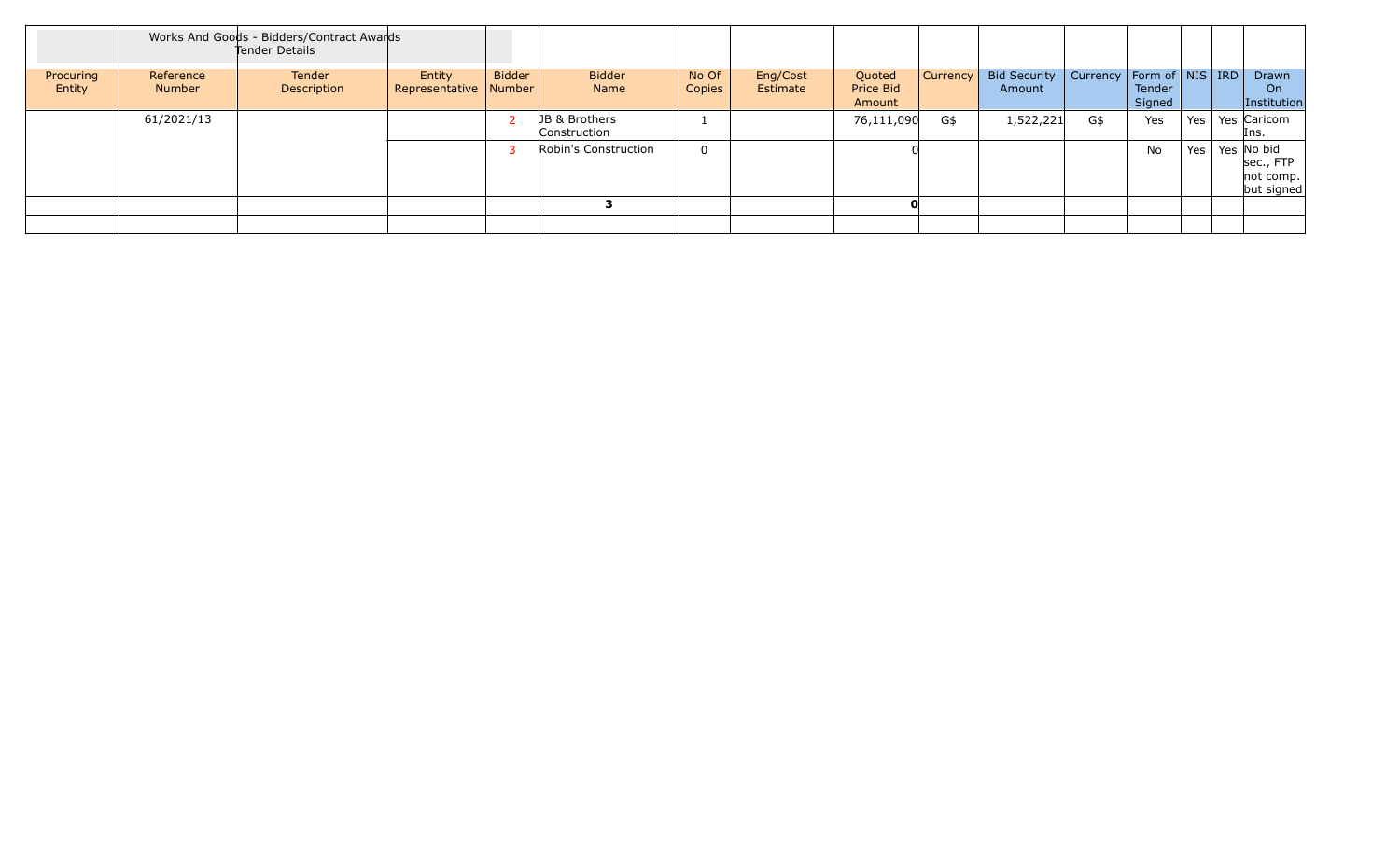| | Works And Goods - Bidders/Contract Awards Tender Details | | | | | | | | | | | | | | |
|---|---|---|---|---|---|---|---|---|---|---|---|---|---|---|---|
| Procuring Entity | Reference Number | Tender Description | Entity Representative | Bidder Number | Bidder Name | No Of Copies | Eng/Cost Estimate | Quoted Price Bid Amount | Currency | Bid Security Amount | Currency | Form of Tender Signed | NIS | IRD | Drawn On Institution |
| | 61/2021/13 | | | 2 | JB & Brothers Construction | 1 | | 76,111,090 | G$ | 1,522,221 | G$ | Yes | Yes | Yes | Caricom Ins. |
| | | | | 3 | Robin's Construction | 0 | | 0 | | | | No | Yes | Yes | No bid sec., FTP not comp. but signed |
| | | | | | **3** | | | **0** | | | | | | | |
| | | | | | | | | | | | | | | | |